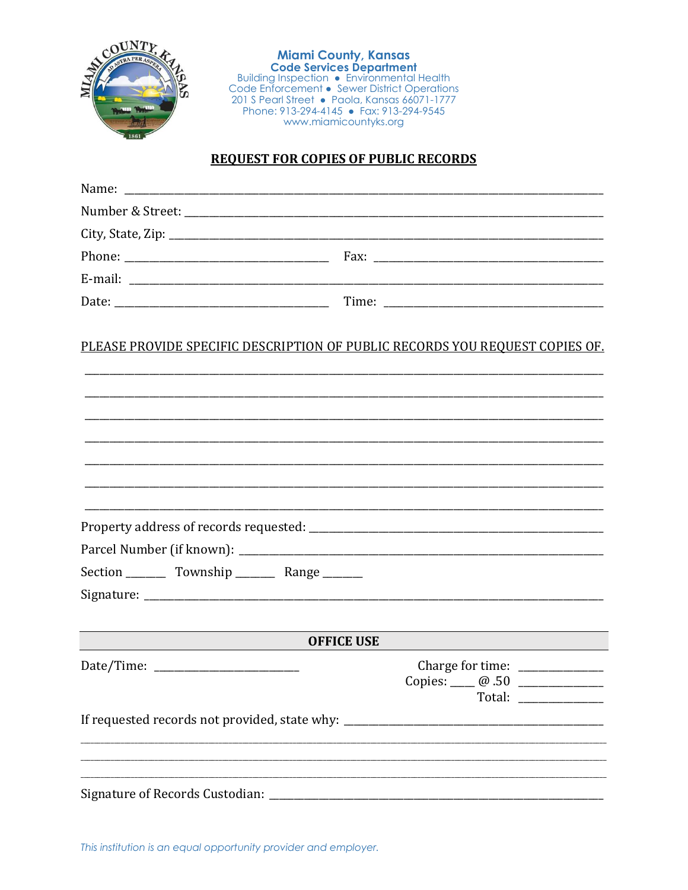**Miami County, Kansas**
**Code Services Department**
Building Inspection ● Environmental Health
Code Enforcement ● Sewer District Operations
201 S Pearl Street ● Paola, Kansas 66071-1777
Phone: 913-294-4145 ● Fax: 913-294-9545
www.miamicountyks.org

## REQUEST FOR COPIES OF PUBLIC RECORDS

Name: ______________________________________________

Number & Street: ______________________________________________

City, State, Zip: ______________________________________________

Phone: ______________________ Fax: ______________________

E-mail: ______________________________________________

Date: ______________________ Time: ______________________

PLEASE PROVIDE SPECIFIC DESCRIPTION OF PUBLIC RECORDS YOU REQUEST COPIES OF.

______________________________________________

______________________________________________

______________________________________________

______________________________________________

______________________________________________

______________________________________________

______________________________________________

Property address of records requested: ______________________________________________

Parcel Number (if known): ______________________________________________

Section _______ Township _______ Range _______

Signature: ______________________________________________

**OFFICE USE**

Date/Time: ______________________

Charge for time: ______________

Copies: ____ @ .50 ______________

Total: ______________

If requested records not provided, state why: ______________________________________________

______________________________________________

______________________________________________

______________________________________________

Signature of Records Custodian: ______________________________________________

*This institution is an equal opportunity provider and employer.*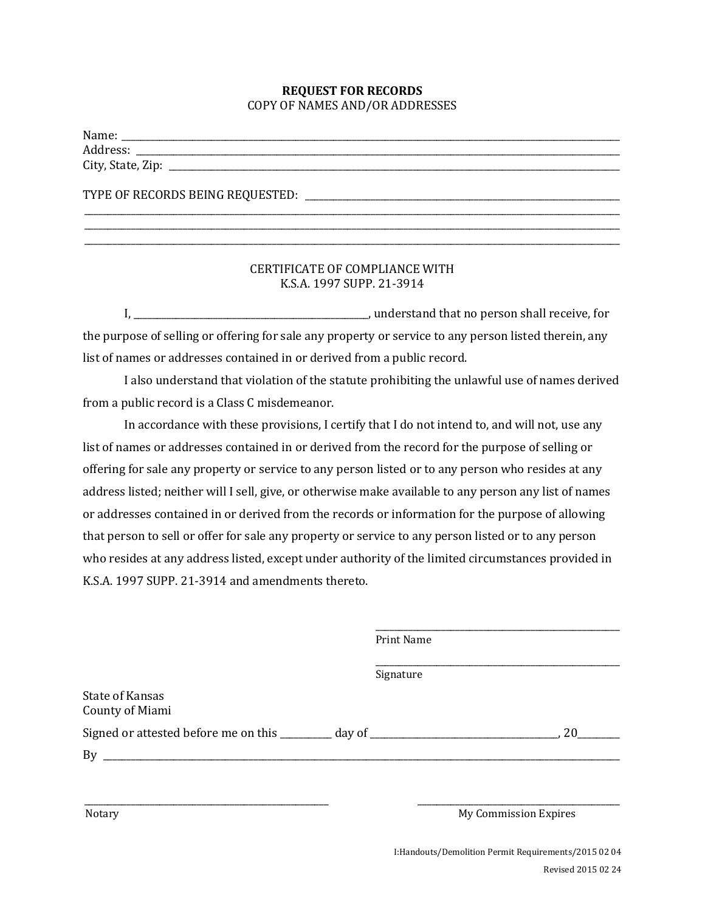**REQUEST FOR RECORDS**

COPY OF NAMES AND/OR ADDRESSES

Name: \_\_\_\_\_\_\_\_\_\_\_\_\_\_\_\_\_\_\_\_\_\_\_\_\_\_\_\_\_\_\_\_\_\_\_\_\_\_\_\_\_\_\_\_\_\_\_\_

Address: \_\_\_\_\_\_\_\_\_\_\_\_\_\_\_\_\_\_\_\_\_\_\_\_\_\_\_\_\_\_\_\_\_\_\_\_\_\_\_\_\_\_\_\_\_\_\_\_

City, State, Zip: \_\_\_\_\_\_\_\_\_\_\_\_\_\_\_\_\_\_\_\_\_\_\_\_\_\_\_\_\_\_\_\_\_\_\_\_\_\_\_\_\_\_\_\_\_\_\_\_

TYPE OF RECORDS BEING REQUESTED: \_\_\_\_\_\_\_\_\_\_\_\_\_\_\_\_\_\_\_\_\_\_\_\_\_\_\_\_\_\_\_\_\_\_\_\_\_\_\_\_\_\_\_\_\_\_\_\_

\_\_\_\_\_\_\_\_\_\_\_\_\_\_\_\_\_\_\_\_\_\_\_\_\_\_\_\_\_\_\_\_\_\_\_\_\_\_\_\_\_\_\_\_\_\_\_\_\_\_\_\_\_\_\_\_\_\_\_\_\_\_\_\_\_\_\_\_\_\_\_\_\_\_\_\_\_\_

\_\_\_\_\_\_\_\_\_\_\_\_\_\_\_\_\_\_\_\_\_\_\_\_\_\_\_\_\_\_\_\_\_\_\_\_\_\_\_\_\_\_\_\_\_\_\_\_\_\_\_\_\_\_\_\_\_\_\_\_\_\_\_\_\_\_\_\_\_\_\_\_\_\_\_\_\_\_

\_\_\_\_\_\_\_\_\_\_\_\_\_\_\_\_\_\_\_\_\_\_\_\_\_\_\_\_\_\_\_\_\_\_\_\_\_\_\_\_\_\_\_\_\_\_\_\_\_\_\_\_\_\_\_\_\_\_\_\_\_\_\_\_\_\_\_\_\_\_\_\_\_\_\_\_\_\_

CERTIFICATE OF COMPLIANCE WITH
K.S.A. 1997 SUPP. 21-3914

I, \_\_\_\_\_\_\_\_\_\_\_\_\_\_\_\_\_\_\_\_\_\_\_\_\_\_\_\_\_\_\_\_\_\_\_\_\_\_\_\_, understand that no person shall receive, for the purpose of selling or offering for sale any property or service to any person listed therein, any list of names or addresses contained in or derived from a public record.

I also understand that violation of the statute prohibiting the unlawful use of names derived from a public record is a Class C misdemeanor.

In accordance with these provisions, I certify that I do not intend to, and will not, use any list of names or addresses contained in or derived from the record for the purpose of selling or offering for sale any property or service to any person listed or to any person who resides at any address listed; neither will I sell, give, or otherwise make available to any person any list of names or addresses contained in or derived from the records or information for the purpose of allowing that person to sell or offer for sale any property or service to any person listed or to any person who resides at any address listed, except under authority of the limited circumstances provided in K.S.A. 1997 SUPP. 21-3914 and amendments thereto.

\_\_\_\_\_\_\_\_\_\_\_\_\_\_\_\_\_\_\_\_\_\_\_\_\_\_\_\_\_\_\_\_\_\_\_\_\_\_\_\_
Print Name

\_\_\_\_\_\_\_\_\_\_\_\_\_\_\_\_\_\_\_\_\_\_\_\_\_\_\_\_\_\_\_\_\_\_\_\_\_\_\_\_
Signature

State of Kansas
County of Miami

Signed or attested before me on this \_\_\_\_\_\_\_\_ day of \_\_\_\_\_\_\_\_\_\_\_\_\_\_\_\_\_\_\_\_\_\_\_\_\_\_\_\_\_\_, 20\_\_\_\_\_\_\_

By \_\_\_\_\_\_\_\_\_\_\_\_\_\_\_\_\_\_\_\_\_\_\_\_\_\_\_\_\_\_\_\_\_\_\_\_\_\_\_\_\_\_\_\_\_\_\_\_\_\_\_\_\_\_\_\_\_\_\_\_\_\_\_\_\_\_\_\_\_\_\_\_

\_\_\_\_\_\_\_\_\_\_\_\_\_\_\_\_\_\_\_\_\_\_\_\_\_\_\_\_\_\_\_\_\_\_\_\_\_\_\_\_
Notary

\_\_\_\_\_\_\_\_\_\_\_\_\_\_\_\_\_\_\_\_\_\_\_\_\_\_\_\_\_\_\_\_\_\_\_\_\_\_\_\_
My Commission Expires

I:Handouts/Demolition Permit Requirements/2015 02 04

Revised 2015 02 24